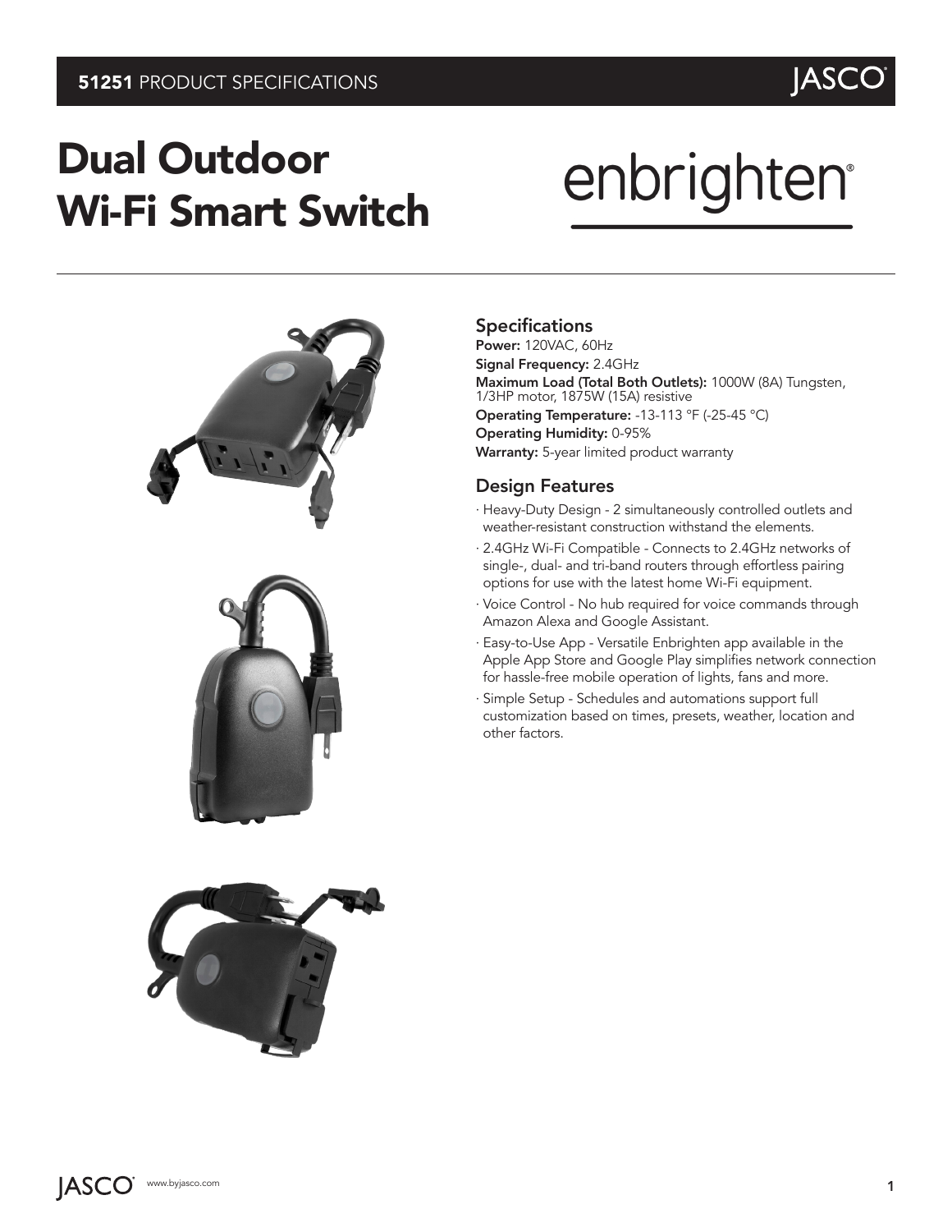# Dual Outdoor Wi-Fi Smart Switch

enbrighten®

## Specifications

**Power:** 120VAC, 60Hz
**Signal Frequency:** 2.4GHz
**Maximum Load (Total Both Outlets):** 1000W (8A) Tungsten, 1/3HP motor, 1875W (15A) resistive
**Operating Temperature:** -13-113 °F (-25-45 °C)
**Operating Humidity:** 0-95%
**Warranty:** 5-year limited product warranty

## Design Features

- Heavy-Duty Design - 2 simultaneously controlled outlets and weather-resistant construction withstand the elements.
- 2.4GHz Wi-Fi Compatible - Connects to 2.4GHz networks of single-, dual- and tri-band routers through effortless pairing options for use with the latest home Wi-Fi equipment.
- Voice Control - No hub required for voice commands through Amazon Alexa and Google Assistant.
- Easy-to-Use App - Versatile Enbrighten app available in the Apple App Store and Google Play simplifies network connection for hassle-free mobile operation of lights, fans and more.
- Simple Setup - Schedules and automations support full customization based on times, presets, weather, location and other factors.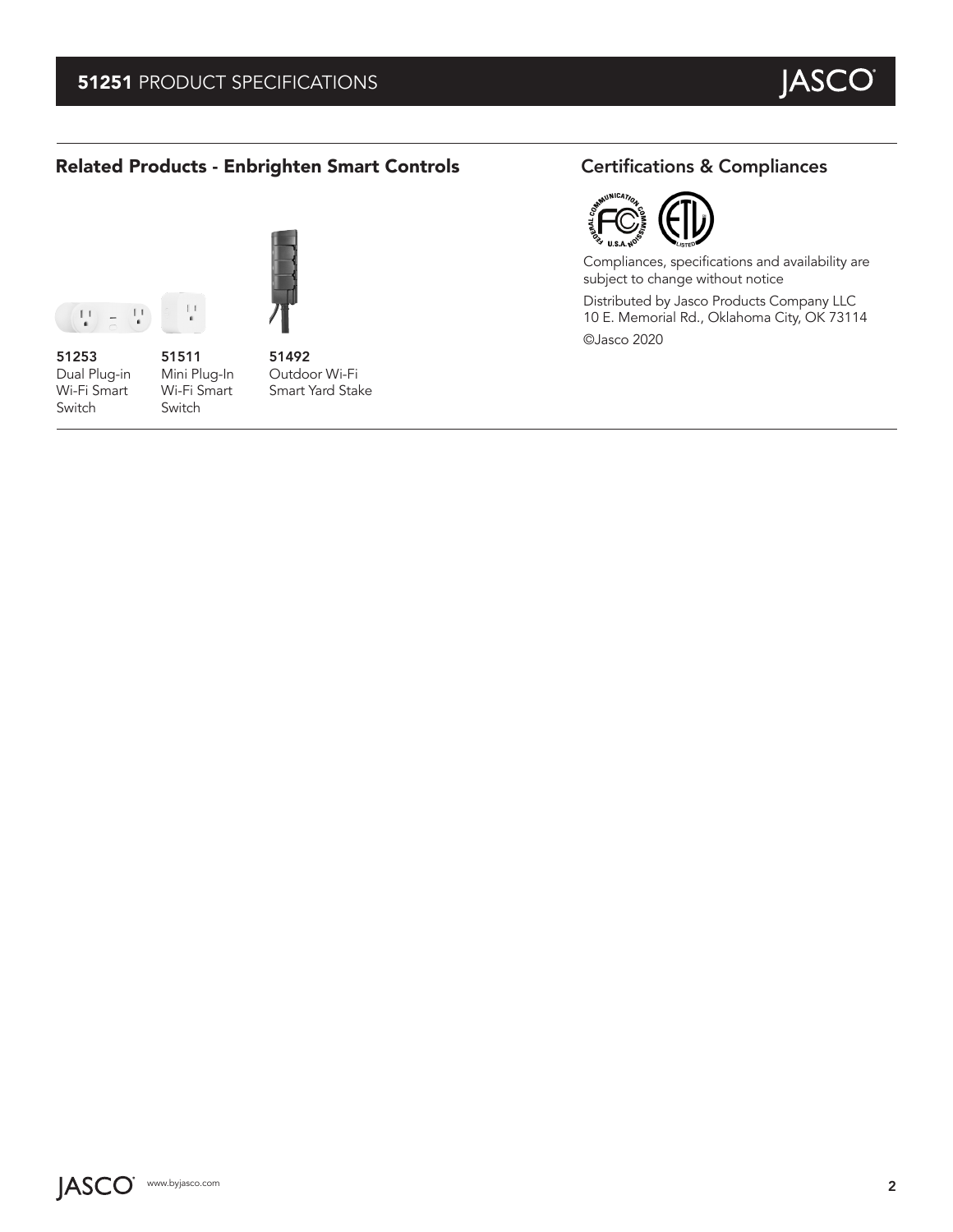## Related Products - Enbrighten Smart Controls

**51253**
Dual Plug-in Wi-Fi Smart Switch

**51511**
Mini Plug-In Wi-Fi Smart Switch

**51492**
Outdoor Wi-Fi Smart Yard Stake

## Certifications & Compliances

Compliances, specifications and availability are subject to change without notice

Distributed by Jasco Products Company LLC
10 E. Memorial Rd., Oklahoma City, OK 73114

©Jasco 2020